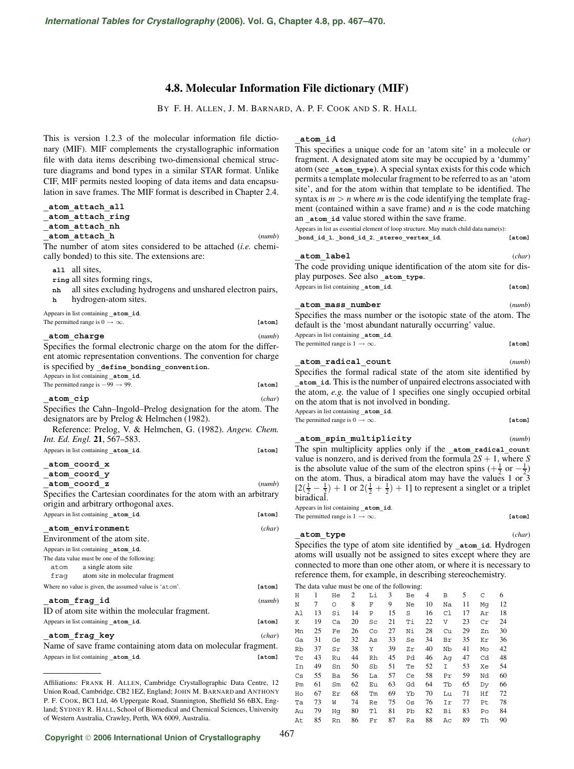# 4.8. Molecular Information File dictionary (MIF)

By F. H. Allen, J. M. Barnard, A. P. F. Cook and S. R. Hall

This is version 1.2.3 of the molecular information file dictionary (MIF). MIF complements the crystallographic information file with data items describing two-dimensional chemical structure diagrams and bond types in a similar STAR format. Unlike CIF, MIF permits nested looping of data items and data encapsulation in save frames. The MIF format is described in Chapter 2.4.

**_atom_attach_all**
**_atom_attach_ring**
**_atom_attach_nh**
**_atom_attach_h** (*numb*)

The number of atom sites considered to be attached (*i.e.* chemically bonded) to this site. The extensions are:

- **all** all sites,
- **ring** all sites forming rings,
- **nh** all sites excluding hydrogens and unshared electron pairs,
- **h** hydrogen-atom sites.

Appears in list containing **_atom_id**.
The permitted range is $0 \rightarrow \infty$. **[atom]**

**_atom_charge** (*numb*)

Specifies the formal electronic charge on the atom for the different atomic representation conventions. The convention for charge is specified by **_define_bonding_convention**.

Appears in list containing **_atom_id**.
The permitted range is $-99 \rightarrow 99$. **[atom]**

**_atom_cip** (*char*)

Specifies the Cahn–Ingold–Prelog designation for the atom. The designators are by Prelog & Helmchen (1982).

Reference: Prelog, V. & Helmchen, G. (1982). *Angew. Chem. Int. Ed. Engl.* **21**, 567–583.

Appears in list containing **_atom_id**. **[atom]**

**_atom_coord_x**
**_atom_coord_y**
**_atom_coord_z** (*numb*)

Specifies the Cartesian coordinates for the atom with an arbitrary origin and arbitrary orthogonal axes.

Appears in list containing **_atom_id**. **[atom]**

**_atom_environment** (*char*)

Environment of the atom site.

Appears in list containing **_atom_id**.
The data value must be one of the following:

| | |
|---|---|
| atom | a single atom site |
| frag | atom site in molecular fragment |

Where no value is given, the assumed value is 'atom'. **[atom]**

**_atom_frag_id** (*numb*)

ID of atom site within the molecular fragment.

Appears in list containing **_atom_id**. **[atom]**

**_atom_frag_key** (*char*)

Name of save frame containing atom data on molecular fragment.

Appears in list containing **_atom_id**. **[atom]**

**_atom_id** (*char*)

This specifies a unique code for an 'atom site' in a molecule or fragment. A designated atom site may be occupied by a 'dummy' atom (see **_atom_type**). A special syntax exists for this code which permits a template molecular fragment to be referred to as an 'atom site', and for the atom within that template to be identified. The syntax is $m > n$ where $m$ is the code identifying the template fragment (contained within a save frame) and $n$ is the code matching an **_atom_id** value stored within the save frame.

Appears in list as essential element of loop structure. May match child data name(s): **_bond_id_1**, **_bond_id_2**, **_stereo_vertex_id**. **[atom]**

**_atom_label** (*char*)

The code providing unique identification of the atom site for display purposes. See also **_atom_type**.

Appears in list containing **_atom_id**. **[atom]**

**_atom_mass_number** (*numb*)

Specifies the mass number or the isotopic state of the atom. The default is the 'most abundant naturally occurring' value.

Appears in list containing **_atom_id**.
The permitted range is $1 \rightarrow \infty$. **[atom]**

**_atom_radical_count** (*numb*)

Specifies the formal radical state of the atom site identified by **_atom_id**. This is the number of unpaired electrons associated with the atom, *e.g.* the value of 1 specifies one singly occupied orbital on the atom that is not involved in bonding.

Appears in list containing **_atom_id**.
The permitted range is $0 \rightarrow \infty$. **[atom]**

**_atom_spin_multiplicity** (*numb*)

The spin multiplicity applies only if the **_atom_radical_count** value is nonzero, and is derived from the formula $2S + 1$, where $S$ is the absolute value of the sum of the electron spins ($+\frac{1}{2}$ or $-\frac{1}{2}$) on the atom. Thus, a biradical atom may have the values 1 or 3 $[2(\frac{1}{2} - \frac{1}{2}) + 1$ or $2(\frac{1}{2} + \frac{1}{2}) + 1]$ to represent a singlet or a triplet biradical.

Appears in list containing **_atom_id**.
The permitted range is $1 \rightarrow \infty$. **[atom]**

**_atom_type** (*char*)

Specifies the type of atom site identified by **_atom_id**. Hydrogen atoms will usually not be assigned to sites except where they are connected to more than one other atom, or where it is necessary to reference them, for example, in describing stereochemistry.

The data value must be one of the following:

| | | | | | | | | | | | |
|---|---|---|---|---|---|---|---|---|---|---|---|
| H | 1 | He | 2 | Li | 3 | Be | 4 | B | 5 | C | 6 |
| N | 7 | O | 8 | F | 9 | Ne | 10 | Na | 11 | Mg | 12 |
| Al | 13 | Si | 14 | P | 15 | S | 16 | Cl | 17 | Ar | 18 |
| K | 19 | Ca | 20 | Sc | 21 | Ti | 22 | V | 23 | Cr | 24 |
| Mn | 25 | Fe | 26 | Co | 27 | Ni | 28 | Cu | 29 | Zn | 30 |
| Ga | 31 | Ge | 32 | As | 33 | Se | 34 | Br | 35 | Kr | 36 |
| Rb | 37 | Sr | 38 | Y | 39 | Zr | 40 | Nb | 41 | Mo | 42 |
| Tc | 43 | Ru | 44 | Rh | 45 | Pd | 46 | Ag | 47 | Cd | 48 |
| In | 49 | Sn | 50 | Sb | 51 | Te | 52 | I | 53 | Xe | 54 |
| Cs | 55 | Ba | 56 | La | 57 | Ce | 58 | Pr | 59 | Nd | 60 |
| Pm | 61 | Sm | 62 | Eu | 63 | Gd | 64 | Tb | 65 | Dy | 66 |
| Ho | 67 | Er | 68 | Tm | 69 | Yb | 70 | Lu | 71 | Hf | 72 |
| Ta | 73 | W | 74 | Re | 75 | Os | 76 | Ir | 77 | Pt | 78 |
| Au | 79 | Hg | 80 | Tl | 81 | Pb | 82 | Bi | 83 | Po | 84 |
| At | 85 | Rn | 86 | Fr | 87 | Ra | 88 | Ac | 89 | Th | 90 |

---

Affiliations: Frank H. Allen, Cambridge Crystallographic Data Centre, 12 Union Road, Cambridge, CB2 1EZ, England; John M. Barnard and Anthony P. F. Cook, BCI Ltd, 46 Uppergate Road, Stannington, Sheffield S6 6BX, England; Sydney R. Hall, School of Biomedical and Chemical Sciences, University of Western Australia, Crawley, Perth, WA 6009, Australia.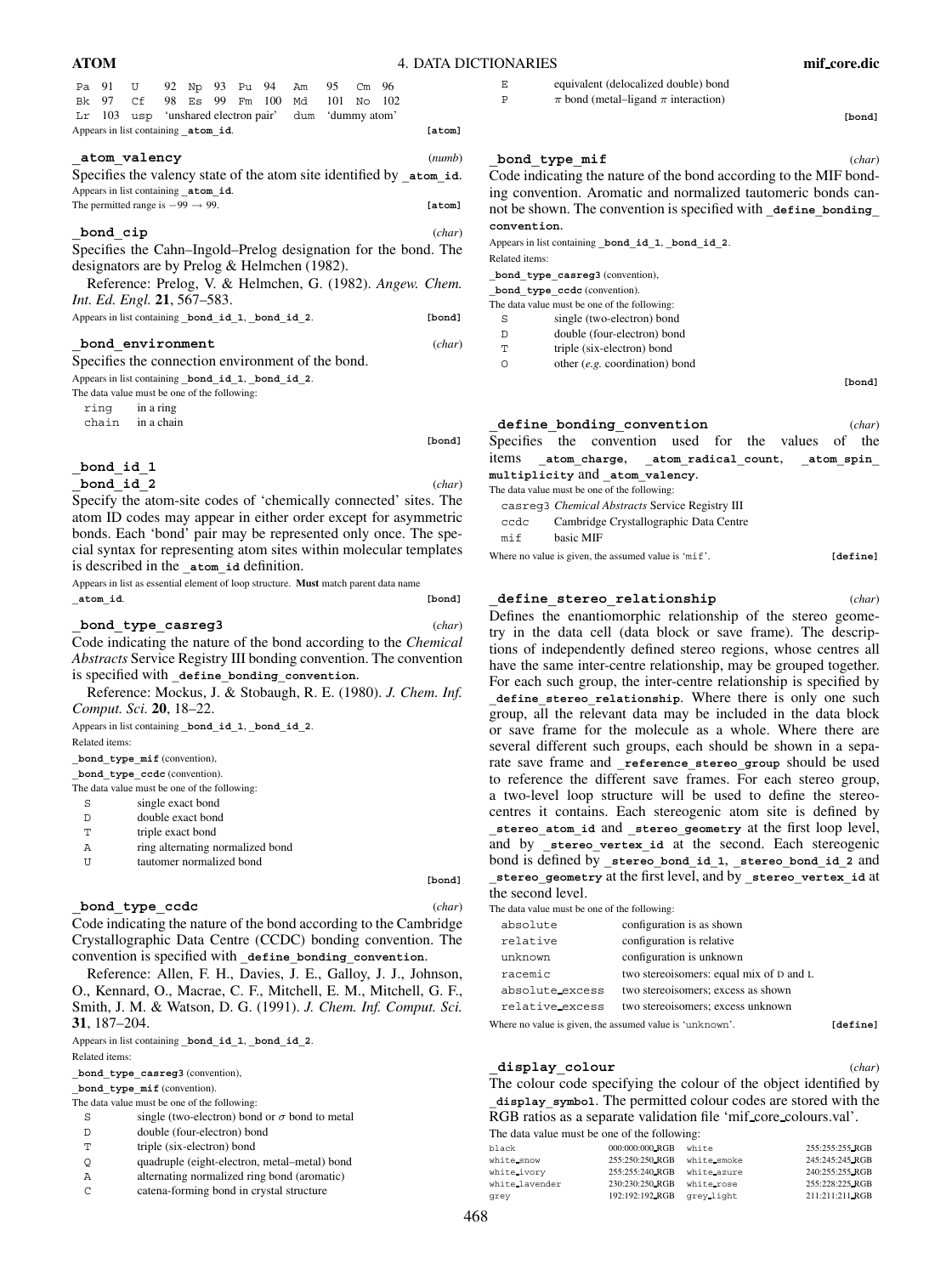| | | | | | | | | | | | |
|---|---|---|---|---|---|---|---|---|---|---|---|
| Pa | 91 | U | 92 | Np | 93 | Pu | 94 | Am | 95 | Cm | 96 |
| Bk | 97 | Cf | 98 | Es | 99 | Fm | 100 | Md | 101 | No | 102 |
| Lr | 103 | usp | 'unshared electron pair' | | | | | dum | 'dummy atom' | | |

Appears in list containing **_atom_id**. **[atom]**

### _atom_valency (*numb*)

Specifies the valency state of the atom site identified by **_atom_id**.

Appears in list containing **_atom_id**.

The permitted range is $-99 \rightarrow 99$. **[atom]**

### _bond_cip (*char*)

Specifies the Cahn–Ingold–Prelog designation for the bond. The designators are by Prelog & Helmchen (1982).

Reference: Prelog, V. & Helmchen, G. (1982). *Angew. Chem. Int. Ed. Engl.* **21**, 567–583.

Appears in list containing **_bond_id_1**, **_bond_id_2**. **[bond]**

### _bond_environment (*char*)

Specifies the connection environment of the bond.

Appears in list containing **_bond_id_1**, **_bond_id_2**.

The data value must be one of the following:

| | |
|---|---|
| ring | in a ring |
| chain | in a chain |

**[bond]**

### _bond_id_1
### _bond_id_2 (*char*)

Specify the atom-site codes of 'chemically connected' sites. The atom ID codes may appear in either order except for asymmetric bonds. Each 'bond' pair may be represented only once. The special syntax for representing atom sites within molecular templates is described in the **_atom_id** definition.

Appears in list as essential element of loop structure. **Must** match parent data name **_atom_id**. **[bond]**

### _bond_type_casreg3 (*char*)

Code indicating the nature of the bond according to the *Chemical Abstracts* Service Registry III bonding convention. The convention is specified with **_define_bonding_convention**.

Reference: Mockus, J. & Stobaugh, R. E. (1980). *J. Chem. Inf. Comput. Sci.* **20**, 18–22.

Appears in list containing **_bond_id_1**, **_bond_id_2**.

Related items:

**_bond_type_mif** (convention),

**_bond_type_ccdc** (convention).

The data value must be one of the following:

| | |
|---|---|
| S | single exact bond |
| D | double exact bond |
| T | triple exact bond |
| A | ring alternating normalized bond |
| U | tautomer normalized bond |

**[bond]**

### _bond_type_ccdc (*char*)

Code indicating the nature of the bond according to the Cambridge Crystallographic Data Centre (CCDC) bonding convention. The convention is specified with **_define_bonding_convention**.

Reference: Allen, F. H., Davies, J. E., Galloy, J. J., Johnson, O., Kennard, O., Macrae, C. F., Mitchell, E. M., Mitchell, G. F., Smith, J. M. & Watson, D. G. (1991). *J. Chem. Inf. Comput. Sci.* **31**, 187–204.

Appears in list containing **_bond_id_1**, **_bond_id_2**.

Related items:

**_bond_type_casreg3** (convention),

**_bond_type_mif** (convention).

The data value must be one of the following:

| | |
|---|---|
| S | single (two-electron) bond or $\sigma$ bond to metal |
| D | double (four-electron) bond |
| T | triple (six-electron) bond |
| Q | quadruple (eight-electron, metal–metal) bond |
| A | alternating normalized ring bond (aromatic) |
| C | catena-forming bond in crystal structure |
| E | equivalent (delocalized double) bond |
| P | $\pi$ bond (metal–ligand $\pi$ interaction) |

**[bond]**

### _bond_type_mif (*char*)

Code indicating the nature of the bond according to the MIF bonding convention. Aromatic and normalized tautomeric bonds cannot be shown. The convention is specified with **_define_bonding_convention**.

Appears in list containing **_bond_id_1**, **_bond_id_2**.

Related items:

**_bond_type_casreg3** (convention),

**_bond_type_ccdc** (convention).

The data value must be one of the following:

| | |
|---|---|
| S | single (two-electron) bond |
| D | double (four-electron) bond |
| T | triple (six-electron) bond |
| O | other (*e.g.* coordination) bond |

**[bond]**

### _define_bonding_convention (*char*)

Specifies the convention used for the values of the items **_atom_charge**, **_atom_radical_count**, **_atom_spin_multiplicity** and **_atom_valency**.

The data value must be one of the following:

| | |
|---|---|
| casreg3 | *Chemical Abstracts* Service Registry III |
| ccdc | Cambridge Crystallographic Data Centre |
| mif | basic MIF |

Where no value is given, the assumed value is 'mif'. **[define]**

### _define_stereo_relationship (*char*)

Defines the enantiomorphic relationship of the stereo geometry in the data cell (data block or save frame). The descriptions of independently defined stereo regions, whose centres all have the same inter-centre relationship, may be grouped together. For each such group, the inter-centre relationship is specified by **_define_stereo_relationship**. Where there is only one such group, all the relevant data may be included in the data block or save frame for the molecule as a whole. Where there are several different such groups, each should be shown in a separate save frame and **_reference_stereo_group** should be used to reference the different save frames. For each stereo group, a two-level loop structure will be used to define the stereocentres it contains. Each stereogenic atom site is defined by **_stereo_atom_id** and **_stereo_geometry** at the first loop level, and by **_stereo_vertex_id** at the second. Each stereogenic bond is defined by **_stereo_bond_id_1**, **_stereo_bond_id_2** and **_stereo_geometry** at the first level, and by **_stereo_vertex_id** at the second level.

The data value must be one of the following:

| | |
|---|---|
| absolute | configuration is as shown |
| relative | configuration is relative |
| unknown | configuration is unknown |
| racemic | two stereoisomers: equal mix of D and L |
| absolute_excess | two stereoisomers; excess as shown |
| relative_excess | two stereoisomers; excess unknown |

Where no value is given, the assumed value is 'unknown'. **[define]**

### _display_colour (*char*)

The colour code specifying the colour of the object identified by **_display_symbol**. The permitted colour codes are stored with the RGB ratios as a separate validation file 'mif_core_colours.val'.

The data value must be one of the following:

| | | | |
|---|---|---|---|
| black | 000:000:000_RGB | white | 255:255:255_RGB |
| white_snow | 255:250:250_RGB | white_smoke | 245:245:245_RGB |
| white_ivory | 255:255:240_RGB | white_azure | 240:255:255_RGB |
| white_lavender | 230:230:250_RGB | white_rose | 255:228:225_RGB |
| grey | 192:192:192_RGB | grey_light | 211:211:211_RGB |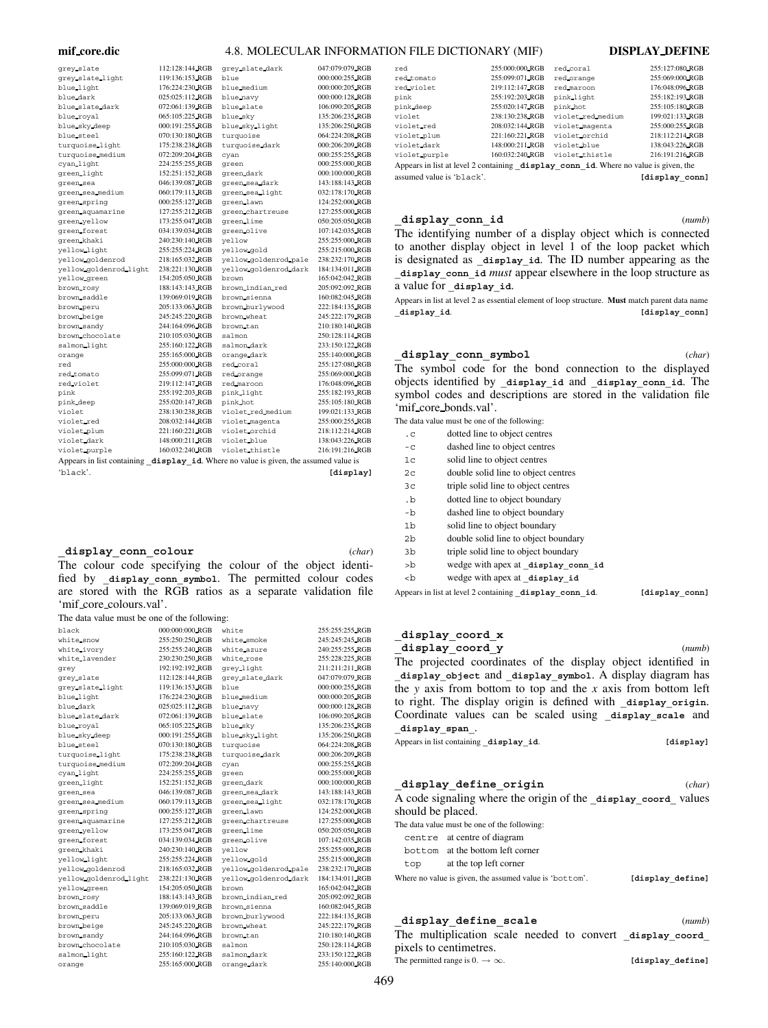| | | | |
|---|---|---|---|
| grey_slate | 112:128:144_RGB | grey_slate_dark | 047:079:079_RGB |
| grey_slate_light | 119:136:153_RGB | blue | 000:000:255_RGB |
| blue_light | 176:224:230_RGB | blue_medium | 000:000:205_RGB |
| blue_dark | 025:025:112_RGB | blue_navy | 000:000:128_RGB |
| blue_slate_dark | 072:061:139_RGB | blue_slate | 106:090:205_RGB |
| blue_royal | 065:105:225_RGB | blue_sky | 135:206:235_RGB |
| blue_sky_deep | 000:191:255_RGB | blue_sky_light | 135:206:250_RGB |
| blue_steel | 070:130:180_RGB | turquoise | 064:224:208_RGB |
| turquoise_light | 175:238:238_RGB | turquoise_dark | 000:206:209_RGB |
| turquoise_medium | 072:209:204_RGB | cyan | 000:255:255_RGB |
| cyan_light | 224:255:255_RGB | green | 000:255:000_RGB |
| green_light | 152:251:152_RGB | green_dark | 000:100:000_RGB |
| green_sea | 046:139:087_RGB | green_sea_dark | 143:188:143_RGB |
| green_sea_medium | 060:179:113_RGB | green_sea_light | 032:178:170_RGB |
| green_spring | 000:255:127_RGB | green_lawn | 124:252:000_RGB |
| green_aquamarine | 127:255:212_RGB | green_chartreuse | 127:255:000_RGB |
| green_yellow | 173:255:047_RGB | green_lime | 050:205:050_RGB |
| green_forest | 034:139:034_RGB | green_olive | 107:142:035_RGB |
| green_khaki | 240:230:140_RGB | yellow | 255:255:000_RGB |
| yellow_light | 255:255:224_RGB | yellow_gold | 255:215:000_RGB |
| yellow_goldenrod | 218:165:032_RGB | yellow_goldenrod_pale | 238:232:170_RGB |
| yellow_goldenrod_light | 238:221:130_RGB | yellow_goldenrod_dark | 184:134:011_RGB |
| yellow_green | 154:205:050_RGB | brown | 165:042:042_RGB |
| brown_rosy | 188:143:143_RGB | brown_indian_red | 205:092:092_RGB |
| brown_saddle | 139:069:019_RGB | brown_sienna | 160:082:045_RGB |
| brown_peru | 205:133:063_RGB | brown_burlywood | 222:184:135_RGB |
| brown_beige | 245:245:220_RGB | brown_wheat | 245:222:179_RGB |
| brown_sandy | 244:164:096_RGB | brown_tan | 210:180:140_RGB |
| brown_chocolate | 210:105:030_RGB | salmon | 250:128:114_RGB |
| salmon_light | 255:160:122_RGB | salmon_dark | 233:150:122_RGB |
| orange | 255:165:000_RGB | orange_dark | 255:140:000_RGB |
| red | 255:000:000_RGB | red_coral | 255:127:080_RGB |
| red_tomato | 255:099:071_RGB | red_orange | 255:069:000_RGB |
| red_violet | 219:112:147_RGB | red_maroon | 176:048:096_RGB |
| pink | 255:192:203_RGB | pink_light | 255:182:193_RGB |
| pink_deep | 255:020:147_RGB | pink_hot | 255:105:180_RGB |
| violet | 238:130:238_RGB | violet_red_medium | 199:021:133_RGB |
| violet_red | 208:032:144_RGB | violet_magenta | 255:000:255_RGB |
| violet_plum | 221:160:221_RGB | violet_orchid | 218:112:214_RGB |
| violet_dark | 148:000:211_RGB | violet_blue | 138:043:226_RGB |
| violet_purple | 160:032:240_RGB | violet_thistle | 216:191:216_RGB |

Appears in list containing **_display_id**. Where no value is given, the assumed value is 'black'. **[display]**

## _display_conn_colour (*char*)

The colour code specifying the colour of the object identified by **_display_conn_symbol**. The permitted colour codes are stored with the RGB ratios as a separate validation file 'mif_core_colours.val'.

The data value must be one of the following:

| | | | |
|---|---|---|---|
| black | 000:000:000_RGB | white | 255:255:255_RGB |
| white_snow | 255:250:250_RGB | white_smoke | 245:245:245_RGB |
| white_ivory | 255:255:240_RGB | white_azure | 240:255:255_RGB |
| white_lavender | 230:230:250_RGB | white_rose | 255:228:225_RGB |
| grey | 192:192:192_RGB | grey_light | 211:211:211_RGB |
| grey_slate | 112:128:144_RGB | grey_slate_dark | 047:079:079_RGB |
| grey_slate_light | 119:136:153_RGB | blue | 000:000:255_RGB |
| blue_light | 176:224:230_RGB | blue_medium | 000:000:205_RGB |
| blue_dark | 025:025:112_RGB | blue_navy | 000:000:128_RGB |
| blue_slate_dark | 072:061:139_RGB | blue_slate | 106:090:205_RGB |
| blue_royal | 065:105:225_RGB | blue_sky | 135:206:235_RGB |
| blue_sky_deep | 000:191:255_RGB | blue_sky_light | 135:206:250_RGB |
| blue_steel | 070:130:180_RGB | turquoise | 064:224:208_RGB |
| turquoise_light | 175:238:238_RGB | turquoise_dark | 000:206:209_RGB |
| turquoise_medium | 072:209:204_RGB | cyan | 000:255:255_RGB |
| cyan_light | 224:255:255_RGB | green | 000:255:000_RGB |
| green_light | 152:251:152_RGB | green_dark | 000:100:000_RGB |
| green_sea | 046:139:087_RGB | green_sea_dark | 143:188:143_RGB |
| green_sea_medium | 060:179:113_RGB | green_sea_light | 032:178:170_RGB |
| green_spring | 000:255:127_RGB | green_lawn | 124:252:000_RGB |
| green_aquamarine | 127:255:212_RGB | green_chartreuse | 127:255:000_RGB |
| green_yellow | 173:255:047_RGB | green_lime | 050:205:050_RGB |
| green_forest | 034:139:034_RGB | green_olive | 107:142:035_RGB |
| green_khaki | 240:230:140_RGB | yellow | 255:255:000_RGB |
| yellow_light | 255:255:224_RGB | yellow_gold | 255:215:000_RGB |
| yellow_goldenrod | 218:165:032_RGB | yellow_goldenrod_pale | 238:232:170_RGB |
| yellow_goldenrod_light | 238:221:130_RGB | yellow_goldenrod_dark | 184:134:011_RGB |
| yellow_green | 154:205:050_RGB | brown | 165:042:042_RGB |
| brown_rosy | 188:143:143_RGB | brown_indian_red | 205:092:092_RGB |
| brown_saddle | 139:069:019_RGB | brown_sienna | 160:082:045_RGB |
| brown_peru | 205:133:063_RGB | brown_burlywood | 222:184:135_RGB |
| brown_beige | 245:245:220_RGB | brown_wheat | 245:222:179_RGB |
| brown_sandy | 244:164:096_RGB | brown_tan | 210:180:140_RGB |
| brown_chocolate | 210:105:030_RGB | salmon | 250:128:114_RGB |
| salmon_light | 255:160:122_RGB | salmon_dark | 233:150:122_RGB |
| orange | 255:165:000_RGB | orange_dark | 255:140:000_RGB |
| red | 255:000:000_RGB | red_coral | 255:127:080_RGB |
| red_tomato | 255:099:071_RGB | red_orange | 255:069:000_RGB |
| red_violet | 219:112:147_RGB | red_maroon | 176:048:096_RGB |
| pink | 255:192:203_RGB | pink_light | 255:182:193_RGB |
| pink_deep | 255:020:147_RGB | pink_hot | 255:105:180_RGB |
| violet | 238:130:238_RGB | violet_red_medium | 199:021:133_RGB |
| violet_red | 208:032:144_RGB | violet_magenta | 255:000:255_RGB |
| violet_plum | 221:160:221_RGB | violet_orchid | 218:112:214_RGB |
| violet_dark | 148:000:211_RGB | violet_blue | 138:043:226_RGB |
| violet_purple | 160:032:240_RGB | violet_thistle | 216:191:216_RGB |

Appears in list at level 2 containing **_display_conn_id**. Where no value is given, the assumed value is 'black'. **[display_conn]**

## _display_conn_id (*numb*)

The identifying number of a display object which is connected to another display object in level 1 of the loop packet which is designated as **_display_id**. The ID number appearing as the **_display_conn_id** *must* appear elsewhere in the loop structure as a value for **_display_id**.

Appears in list at level 2 as essential element of loop structure. **Must** match parent data name **_display_id**. **[display_conn]**

## _display_conn_symbol (*char*)

The symbol code for the bond connection to the displayed objects identified by **_display_id** and **_display_conn_id**. The symbol codes and descriptions are stored in the validation file 'mif_core_bonds.val'.

The data value must be one of the following:

| | |
|---|---|
| `.c` | dotted line to object centres |
| `-c` | dashed line to object centres |
| `1c` | solid line to object centres |
| `2c` | double solid line to object centres |
| `3c` | triple solid line to object centres |
| `.b` | dotted line to object boundary |
| `-b` | dashed line to object boundary |
| `1b` | solid line to object boundary |
| `2b` | double solid line to object boundary |
| `3b` | triple solid line to object boundary |
| `>b` | wedge with apex at **_display_conn_id** |
| `<b` | wedge with apex at **_display_id** |

Appears in list at level 2 containing **_display_conn_id**. **[display_conn]**

## _display_coord_x
## _display_coord_y (*numb*)

The projected coordinates of the display object identified in **_display_object** and **_display_symbol**. A display diagram has the *y* axis from bottom to top and the *x* axis from bottom left to right. The display origin is defined with **_display_origin**. Coordinate values can be scaled using **_display_scale** and **_display_span_**.

Appears in list containing **_display_id**. **[display]**

## _display_define_origin (*char*)

A code signaling where the origin of the **_display_coord_** values should be placed.

The data value must be one of the following:

| | |
|---|---|
| `centre` | at centre of diagram |
| `bottom` | at the bottom left corner |
| `top` | at the top left corner |

Where no value is given, the assumed value is 'bottom'. **[display_define]**

## _display_define_scale (*numb*)

The multiplication scale needed to convert **_display_coord_** pixels to centimetres.

The permitted range is $0. \rightarrow \infty$. **[display_define]**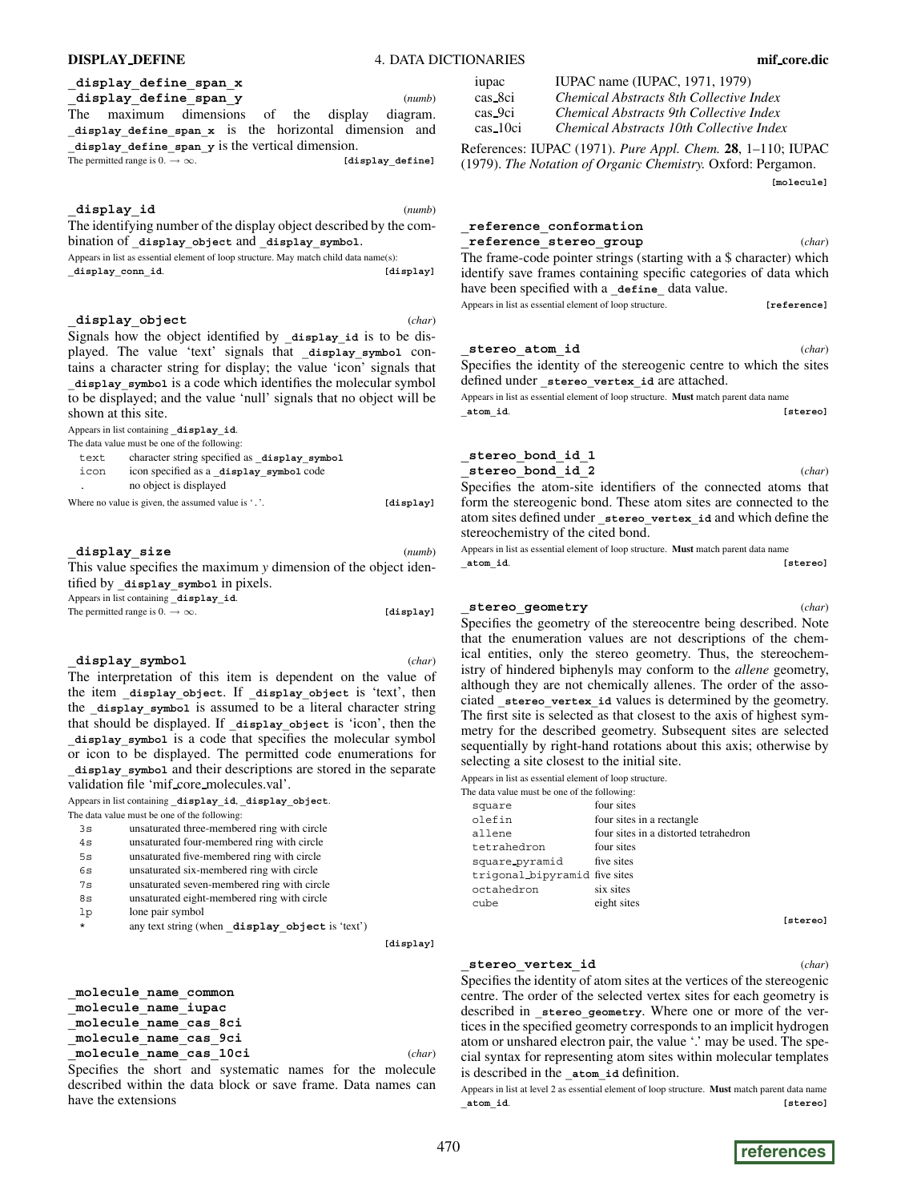**_display_define_span_x**
**_display_define_span_y** (*numb*)

The maximum dimensions of the display diagram. **_display_define_span_x** is the horizontal dimension and **_display_define_span_y** is the vertical dimension.

The permitted range is 0. → ∞. **[display_define]**

**_display_id** (*numb*)

The identifying number of the display object described by the combination of **_display_object** and **_display_symbol**.

Appears in list as essential element of loop structure. May match child data name(s): **_display_conn_id**. **[display]**

**_display_object** (*char*)

Signals how the object identified by **_display_id** is to be displayed. The value 'text' signals that **_display_symbol** contains a character string for display; the value 'icon' signals that **_display_symbol** is a code which identifies the molecular symbol to be displayed; and the value 'null' signals that no object will be shown at this site.

Appears in list containing **_display_id**.
The data value must be one of the following:

| | |
|---|---|
| `text` | character string specified as **_display_symbol** |
| `icon` | icon specified as a **_display_symbol** code |
| `.` | no object is displayed |

Where no value is given, the assumed value is '.'. **[display]**

**_display_size** (*numb*)

This value specifies the maximum *y* dimension of the object identified by **_display_symbol** in pixels.

Appears in list containing **_display_id**.
The permitted range is 0. → ∞. **[display]**

**_display_symbol** (*char*)

The interpretation of this item is dependent on the value of the item **_display_object**. If **_display_object** is 'text', then the **_display_symbol** is assumed to be a literal character string that should be displayed. If **_display_object** is 'icon', then the **_display_symbol** is a code that specifies the molecular symbol or icon to be displayed. The permitted code enumerations for **_display_symbol** and their descriptions are stored in the separate validation file 'mif_core_molecules.val'.

Appears in list containing **_display_id**, **_display_object**.
The data value must be one of the following:

| | |
|---|---|
| `3s` | unsaturated three-membered ring with circle |
| `4s` | unsaturated four-membered ring with circle |
| `5s` | unsaturated five-membered ring with circle |
| `6s` | unsaturated six-membered ring with circle |
| `7s` | unsaturated seven-membered ring with circle |
| `8s` | unsaturated eight-membered ring with circle |
| `lp` | lone pair symbol |
| `*` | any text string (when **_display_object** is 'text') |

**[display]**

**_molecule_name_common**
**_molecule_name_iupac**
**_molecule_name_cas_8ci**
**_molecule_name_cas_9ci**
**_molecule_name_cas_10ci** (*char*)

Specifies the short and systematic names for the molecule described within the data block or save frame. Data names can have the extensions

| | |
|---|---|
| iupac | IUPAC name (IUPAC, 1971, 1979) |
| cas_8ci | *Chemical Abstracts 8th Collective Index* |
| cas_9ci | *Chemical Abstracts 9th Collective Index* |
| cas_10ci | *Chemical Abstracts 10th Collective Index* |

References: IUPAC (1971). *Pure Appl. Chem.* **28**, 1–110; IUPAC (1979). *The Notation of Organic Chemistry.* Oxford: Pergamon.

**[molecule]**

**_reference_conformation**
**_reference_stereo_group** (*char*)

The frame-code pointer strings (starting with a $ character) which identify save frames containing specific categories of data which have been specified with a **_define_** data value.

Appears in list as essential element of loop structure. **[reference]**

**_stereo_atom_id** (*char*)

Specifies the identity of the stereogenic centre to which the sites defined under **_stereo_vertex_id** are attached.

Appears in list as essential element of loop structure. **Must** match parent data name **_atom_id**. **[stereo]**

**_stereo_bond_id_1**
**_stereo_bond_id_2** (*char*)

Specifies the atom-site identifiers of the connected atoms that form the stereogenic bond. These atom sites are connected to the atom sites defined under **_stereo_vertex_id** and which define the stereochemistry of the cited bond.

Appears in list as essential element of loop structure. **Must** match parent data name **_atom_id**. **[stereo]**

**_stereo_geometry** (*char*)

Specifies the geometry of the stereocentre being described. Note that the enumeration values are not descriptions of the chemical entities, only the stereo geometry. Thus, the stereochemistry of hindered biphenyls may conform to the *allene* geometry, although they are not chemically allenes. The order of the associated **_stereo_vertex_id** values is determined by the geometry. The first site is selected as that closest to the axis of highest symmetry for the described geometry. Subsequent sites are selected sequentially by right-hand rotations about this axis; otherwise by selecting a site closest to the initial site.

Appears in list as essential element of loop structure.
The data value must be one of the following:

| | |
|---|---|
| `square` | four sites |
| `olefin` | four sites in a rectangle |
| `allene` | four sites in a distorted tetrahedron |
| `tetrahedron` | four sites |
| `square_pyramid` | five sites |
| `trigonal_bipyramid` | five sites |
| `octahedron` | six sites |
| `cube` | eight sites |

**[stereo]**

**_stereo_vertex_id** (*char*)

Specifies the identity of atom sites at the vertices of the stereogenic centre. The order of the selected vertex sites for each geometry is described in **_stereo_geometry**. Where one or more of the vertices in the specified geometry corresponds to an implicit hydrogen atom or unshared electron pair, the value '.' may be used. The special syntax for representing atom sites within molecular templates is described in the **_atom_id** definition.

Appears in list at level 2 as essential element of loop structure. **Must** match parent data name **_atom_id**. **[stereo]**